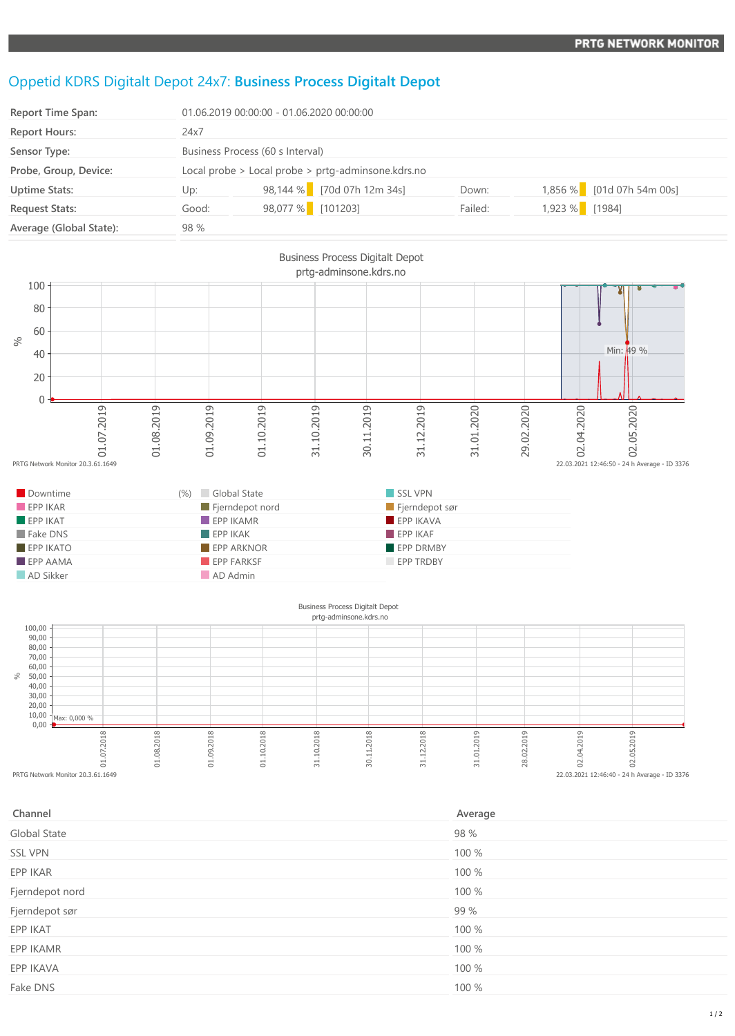PRTG NETWORK MONITOR

# Oppetid KDRS Digitalt Depot 24x7: **Business Process Digitalt Depot**

| | | | | | |
|---|---|---|---|---|---|
| **Report Time Span:** | 01.06.2019 00:00:00 - 01.06.2020 00:00:00 | | | | |
| **Report Hours:** | 24x7 | | | | |
| **Sensor Type:** | Business Process (60 s Interval) | | | | |
| **Probe, Group, Device:** | Local probe > Local probe > prtg-adminsone.kdrs.no | | | | |
| **Uptime Stats:** | Up: | 98,144 % [70d 07h 12m 34s] | Down: | 1,856 % [01d 07h 54m 00s] | |
| **Request Stats:** | Good: | 98,077 % [101203] | Failed: | 1,923 % [1984] | |
| **Average (Global State):** | 98 % | | | | |

Business Process Digitalt Depot
prtg-adminsone.kdrs.no

Min: 49 %

PRTG Network Monitor 20.3.61.1649 — 22.03.2021 12:46:50 - 24 h Average - ID 3376

Legend (%): Downtime, EPP IKAR, EPP IKAT, Fake DNS, EPP IKATO, EPP AAMA, AD Sikker, Global State, Fjerndepot nord, EPP IKAMR, EPP IKAK, EPP ARKNOR, EPP FARKSF, AD Admin, SSL VPN, Fjerndepot sør, EPP IKAVA, EPP IKAF, EPP DRMBY, EPP TRDBY

Business Process Digitalt Depot
prtg-adminsone.kdrs.no

Max: 0,000 %

PRTG Network Monitor 20.3.61.1649 — 22.03.2021 12:46:40 - 24 h Average - ID 3376

| Channel | Average |
|---|---|
| Global State | 98 % |
| SSL VPN | 100 % |
| EPP IKAR | 100 % |
| Fjerndepot nord | 100 % |
| Fjerndepot sør | 99 % |
| EPP IKAT | 100 % |
| EPP IKAMR | 100 % |
| EPP IKAVA | 100 % |
| Fake DNS | 100 % |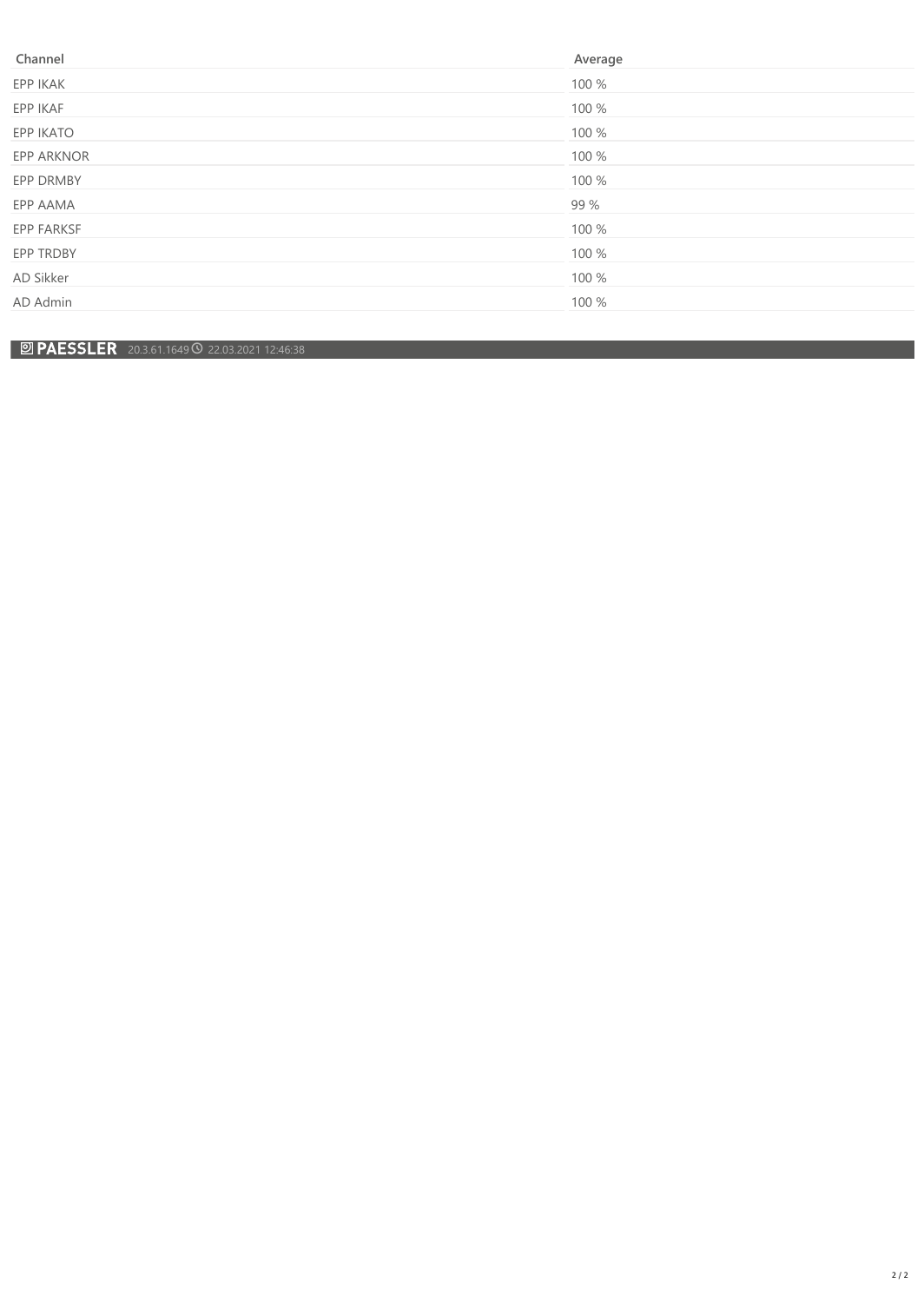| Channel | Average |
| --- | --- |
| EPP IKAK | 100 % |
| EPP IKAF | 100 % |
| EPP IKATO | 100 % |
| EPP ARKNOR | 100 % |
| EPP DRMBY | 100 % |
| EPP AAMA | 99 % |
| EPP FARKSF | 100 % |
| EPP TRDBY | 100 % |
| AD Sikker | 100 % |
| AD Admin | 100 % |

PAESSLER 20.3.61.1649 22.03.2021 12:46:38